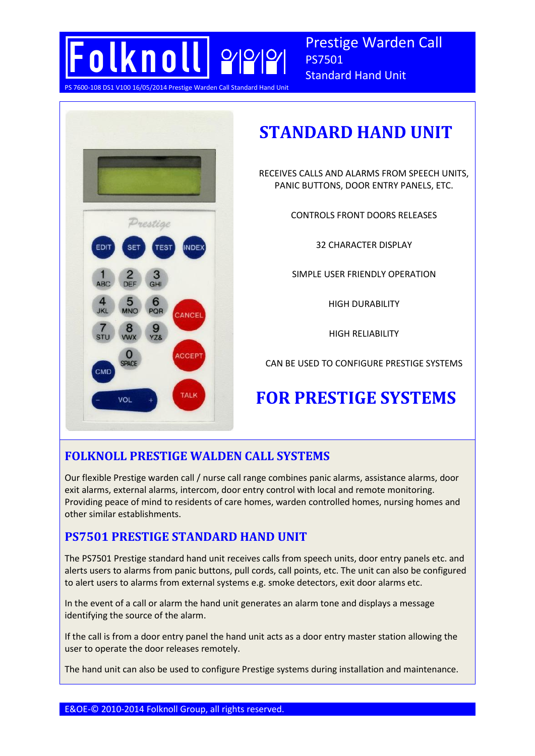Folknoll

# Prestige Warden Call
PS7501
Standard Hand Unit

PS 7600-108 DS1 V100 16/05/2014 Prestige Warden Call Standard Hand Unit

## STANDARD HAND UNIT

RECEIVES CALLS AND ALARMS FROM SPEECH UNITS, PANIC BUTTONS, DOOR ENTRY PANELS, ETC.

CONTROLS FRONT DOORS RELEASES

32 CHARACTER DISPLAY

SIMPLE USER FRIENDLY OPERATION

HIGH DURABILITY

HIGH RELIABILITY

CAN BE USED TO CONFIGURE PRESTIGE SYSTEMS

## FOR PRESTIGE SYSTEMS

### FOLKNOLL PRESTIGE WALDEN CALL SYSTEMS

Our flexible Prestige warden call / nurse call range combines panic alarms, assistance alarms, door exit alarms, external alarms, intercom, door entry control with local and remote monitoring. Providing peace of mind to residents of care homes, warden controlled homes, nursing homes and other similar establishments.

### PS7501 PRESTIGE STANDARD HAND UNIT

The PS7501 Prestige standard hand unit receives calls from speech units, door entry panels etc. and alerts users to alarms from panic buttons, pull cords, call points, etc. The unit can also be configured to alert users to alarms from external systems e.g. smoke detectors, exit door alarms etc.

In the event of a call or alarm the hand unit generates an alarm tone and displays a message identifying the source of the alarm.

If the call is from a door entry panel the hand unit acts as a door entry master station allowing the user to operate the door releases remotely.

The hand unit can also be used to configure Prestige systems during installation and maintenance.

E&OE-© 2010-2014 Folknoll Group, all rights reserved.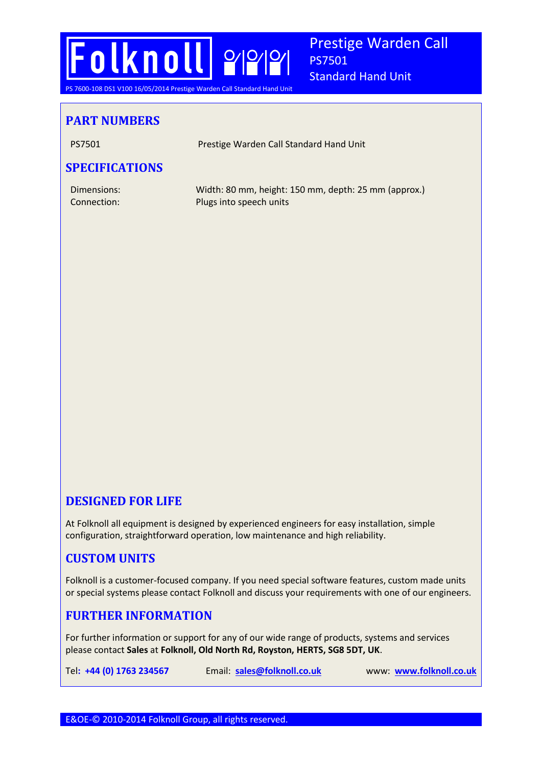# Prestige Warden Call
PS7501
Standard Hand Unit

PS 7600-108 DS1 V100 16/05/2014 Prestige Warden Call Standard Hand Unit

## PART NUMBERS

| | |
|---|---|
| PS7501 | Prestige Warden Call Standard Hand Unit |

## SPECIFICATIONS

| | |
|---|---|
| Dimensions: | Width: 80 mm, height: 150 mm, depth: 25 mm (approx.) |
| Connection: | Plugs into speech units |

## DESIGNED FOR LIFE

At Folknoll all equipment is designed by experienced engineers for easy installation, simple configuration, straightforward operation, low maintenance and high reliability.

## CUSTOM UNITS

Folknoll is a customer-focused company. If you need special software features, custom made units or special systems please contact Folknoll and discuss your requirements with one of our engineers.

## FURTHER INFORMATION

For further information or support for any of our wide range of products, systems and services please contact **Sales** at **Folknoll, Old North Rd, Royston, HERTS, SG8 5DT, UK**.

Tel: **+44 (0) 1763 234567** Email: **sales@folknoll.co.uk** www: **www.folknoll.co.uk**

E&OE-© 2010-2014 Folknoll Group, all rights reserved.